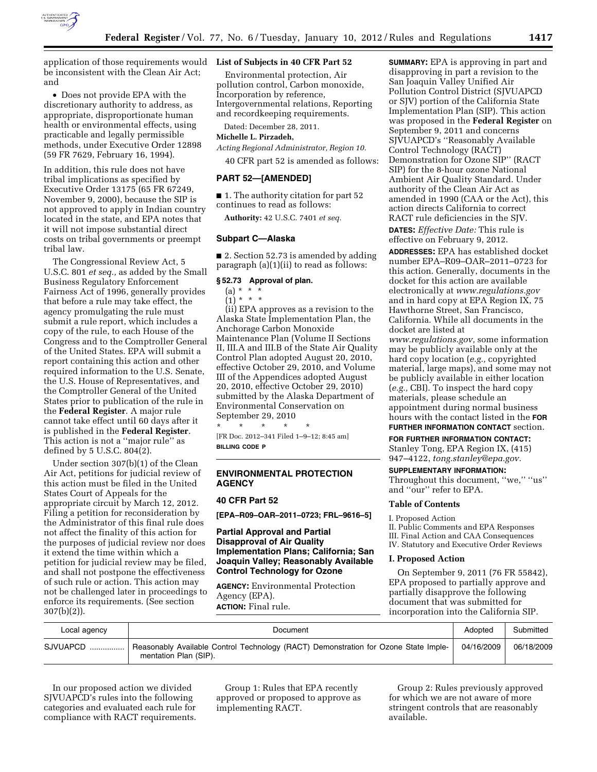application of those requirements would be inconsistent with the Clean Air Act; and

• Does not provide EPA with the discretionary authority to address, as appropriate, disproportionate human health or environmental effects, using practicable and legally permissible methods, under Executive Order 12898 (59 FR 7629, February 16, 1994).

In addition, this rule does not have tribal implications as specified by Executive Order 13175 (65 FR 67249, November 9, 2000), because the SIP is not approved to apply in Indian country located in the state, and EPA notes that it will not impose substantial direct costs on tribal governments or preempt tribal law.

The Congressional Review Act, 5 U.S.C. 801 *et seq.,* as added by the Small Business Regulatory Enforcement Fairness Act of 1996, generally provides that before a rule may take effect, the agency promulgating the rule must submit a rule report, which includes a copy of the rule, to each House of the Congress and to the Comptroller General of the United States. EPA will submit a report containing this action and other required information to the U.S. Senate, the U.S. House of Representatives, and the Comptroller General of the United States prior to publication of the rule in the **Federal Register**. A major rule cannot take effect until 60 days after it is published in the **Federal Register**. This action is not a ''major rule'' as defined by 5 U.S.C. 804(2).

Under section 307(b)(1) of the Clean Air Act, petitions for judicial review of this action must be filed in the United States Court of Appeals for the appropriate circuit by March 12, 2012. Filing a petition for reconsideration by the Administrator of this final rule does not affect the finality of this action for the purposes of judicial review nor does it extend the time within which a petition for judicial review may be filed, and shall not postpone the effectiveness of such rule or action. This action may not be challenged later in proceedings to enforce its requirements. (See section 307(b)(2)).

**List of Subjects in 40 CFR Part 52**

Environmental protection, Air pollution control, Carbon monoxide, Incorporation by reference, Intergovernmental relations, Reporting and recordkeeping requirements.

Dated: December 28, 2011.

**Michelle L. Pirzadeh,**

*Acting Regional Administrator, Region 10.*

40 CFR part 52 is amended as follows:

## PART 52—[AMENDED]

■ 1. The authority citation for part 52 continues to read as follows:

**Authority:** 42 U.S.C. 7401 *et seq.*

### Subpart C—Alaska

■ 2. Section 52.73 is amended by adding paragraph (a)(1)(ii) to read as follows:

**§ 52.73 Approval of plan.**

(a) * * *

(1) * * *

(ii) EPA approves as a revision to the Alaska State Implementation Plan, the Anchorage Carbon Monoxide Maintenance Plan (Volume II Sections II, III.A and III.B of the State Air Quality Control Plan adopted August 20, 2010, effective October 29, 2010, and Volume III of the Appendices adopted August 20, 2010, effective October 29, 2010) submitted by the Alaska Department of Environmental Conservation on September 29, 2010

\* \* \* \* \*

[FR Doc. 2012–341 Filed 1–9–12; 8:45 am]

**BILLING CODE P**

## ENVIRONMENTAL PROTECTION AGENCY

**40 CFR Part 52**

**[EPA–R09–OAR–2011–0723; FRL–9616–5]**

## Partial Approval and Partial Disapproval of Air Quality Implementation Plans; California; San Joaquin Valley; Reasonably Available Control Technology for Ozone

**AGENCY:** Environmental Protection Agency (EPA).

**ACTION:** Final rule.

**SUMMARY:** EPA is approving in part and disapproving in part a revision to the San Joaquin Valley Unified Air Pollution Control District (SJVUAPCD or SJV) portion of the California State Implementation Plan (SIP). This action was proposed in the **Federal Register** on September 9, 2011 and concerns SJVUAPCD's ''Reasonably Available Control Technology (RACT) Demonstration for Ozone SIP'' (RACT SIP) for the 8-hour ozone National Ambient Air Quality Standard. Under authority of the Clean Air Act as amended in 1990 (CAA or the Act), this action directs California to correct RACT rule deficiencies in the SJV.

**DATES:** *Effective Date:* This rule is effective on February 9, 2012.

**ADDRESSES:** EPA has established docket number EPA–R09–OAR–2011–0723 for this action. Generally, documents in the docket for this action are available electronically at *www.regulations.gov* and in hard copy at EPA Region IX, 75 Hawthorne Street, San Francisco, California. While all documents in the docket are listed at *www.regulations.gov,* some information may be publicly available only at the hard copy location (*e.g.,* copyrighted material, large maps), and some may not be publicly available in either location (*e.g.,* CBI). To inspect the hard copy materials, please schedule an appointment during normal business hours with the contact listed in the **FOR FURTHER INFORMATION CONTACT** section.

**FOR FURTHER INFORMATION CONTACT:** Stanley Tong, EPA Region IX, (415) 947–4122, *tong.stanley@epa.gov.*

**SUPPLEMENTARY INFORMATION:** Throughout this document, ''we,'' ''us'' and ''our'' refer to EPA.

### Table of Contents

I. Proposed Action
II. Public Comments and EPA Responses
III. Final Action and CAA Consequences
IV. Statutory and Executive Order Reviews

### I. Proposed Action

On September 9, 2011 (76 FR 55842), EPA proposed to partially approve and partially disapprove the following document that was submitted for incorporation into the California SIP.

| Local agency | Document | Adopted | Submitted |
|---|---|---|---|
| SJVUAPCD ................ | Reasonably Available Control Technology (RACT) Demonstration for Ozone State Implementation Plan (SIP). | 04/16/2009 | 06/18/2009 |

In our proposed action we divided SJVUAPCD's rules into the following categories and evaluated each rule for compliance with RACT requirements.

Group 1: Rules that EPA recently approved or proposed to approve as implementing RACT.

Group 2: Rules previously approved for which we are not aware of more stringent controls that are reasonably available.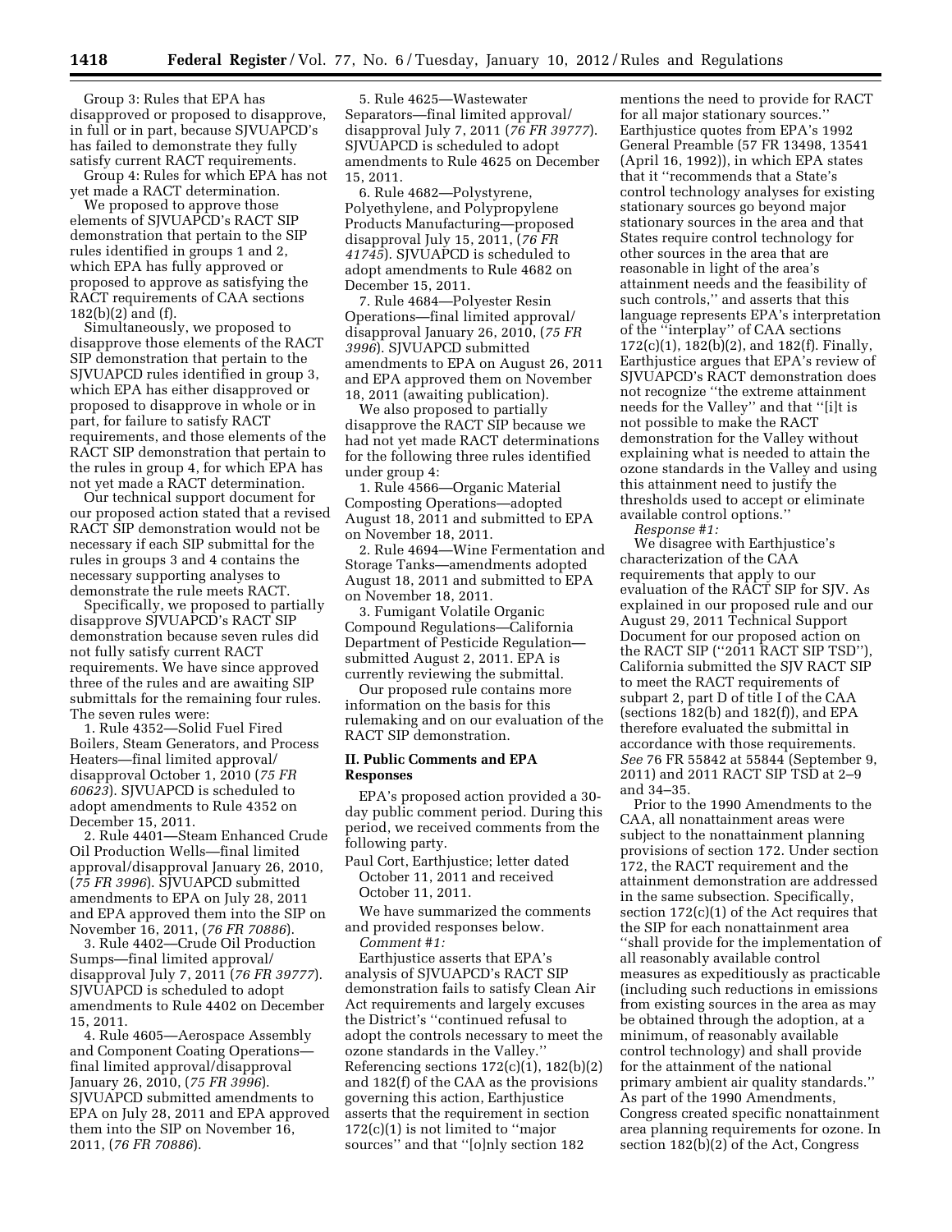Group 3: Rules that EPA has disapproved or proposed to disapprove, in full or in part, because SJVUAPCD's has failed to demonstrate they fully satisfy current RACT requirements.

Group 4: Rules for which EPA has not yet made a RACT determination.

We proposed to approve those elements of SJVUAPCD's RACT SIP demonstration that pertain to the SIP rules identified in groups 1 and 2, which EPA has fully approved or proposed to approve as satisfying the RACT requirements of CAA sections 182(b)(2) and (f).

Simultaneously, we proposed to disapprove those elements of the RACT SIP demonstration that pertain to the SJVUAPCD rules identified in group 3, which EPA has either disapproved or proposed to disapprove in whole or in part, for failure to satisfy RACT requirements, and those elements of the RACT SIP demonstration that pertain to the rules in group 4, for which EPA has not yet made a RACT determination.

Our technical support document for our proposed action stated that a revised RACT SIP demonstration would not be necessary if each SIP submittal for the rules in groups 3 and 4 contains the necessary supporting analyses to demonstrate the rule meets RACT.

Specifically, we proposed to partially disapprove SJVUAPCD's RACT SIP demonstration because seven rules did not fully satisfy current RACT requirements. We have since approved three of the rules and are awaiting SIP submittals for the remaining four rules. The seven rules were:

1. Rule 4352—Solid Fuel Fired Boilers, Steam Generators, and Process Heaters—final limited approval/disapproval October 1, 2010 (*75 FR 60623*). SJVUAPCD is scheduled to adopt amendments to Rule 4352 on December 15, 2011.
2. Rule 4401—Steam Enhanced Crude Oil Production Wells—final limited approval/disapproval January 26, 2010, (*75 FR 3996*). SJVUAPCD submitted amendments to EPA on July 28, 2011 and EPA approved them into the SIP on November 16, 2011, (*76 FR 70886*).
3. Rule 4402—Crude Oil Production Sumps—final limited approval/disapproval July 7, 2011 (*76 FR 39777*). SJVUAPCD is scheduled to adopt amendments to Rule 4402 on December 15, 2011.
4. Rule 4605—Aerospace Assembly and Component Coating Operations—final limited approval/disapproval January 26, 2010, (*75 FR 3996*). SJVUAPCD submitted amendments to EPA on July 28, 2011 and EPA approved them into the SIP on November 16, 2011, (*76 FR 70886*).
5. Rule 4625—Wastewater Separators—final limited approval/disapproval July 7, 2011 (*76 FR 39777*). SJVUAPCD is scheduled to adopt amendments to Rule 4625 on December 15, 2011.
6. Rule 4682—Polystyrene, Polyethylene, and Polypropylene Products Manufacturing—proposed disapproval July 15, 2011, (*76 FR 41745*). SJVUAPCD is scheduled to adopt amendments to Rule 4682 on December 15, 2011.
7. Rule 4684—Polyester Resin Operations—final limited approval/disapproval January 26, 2010, (*75 FR 3996*). SJVUAPCD submitted amendments to EPA on August 26, 2011 and EPA approved them on November 18, 2011 (awaiting publication).

We also proposed to partially disapprove the RACT SIP because we had not yet made RACT determinations for the following three rules identified under group 4:

1. Rule 4566—Organic Material Composting Operations—adopted August 18, 2011 and submitted to EPA on November 18, 2011.
2. Rule 4694—Wine Fermentation and Storage Tanks—amendments adopted August 18, 2011 and submitted to EPA on November 18, 2011.
3. Fumigant Volatile Organic Compound Regulations—California Department of Pesticide Regulation—submitted August 2, 2011. EPA is currently reviewing the submittal.

Our proposed rule contains more information on the basis for this rulemaking and on our evaluation of the RACT SIP demonstration.

## II. Public Comments and EPA Responses

EPA's proposed action provided a 30-day public comment period. During this period, we received comments from the following party.

Paul Cort, Earthjustice; letter dated October 11, 2011 and received October 11, 2011.

We have summarized the comments and provided responses below.

*Comment #1:*

Earthjustice asserts that EPA's analysis of SJVUAPCD's RACT SIP demonstration fails to satisfy Clean Air Act requirements and largely excuses the District's "continued refusal to adopt the controls necessary to meet the ozone standards in the Valley." Referencing sections 172(c)(1), 182(b)(2) and 182(f) of the CAA as the provisions governing this action, Earthjustice asserts that the requirement in section 172(c)(1) is not limited to "major sources" and that "[o]nly section 182 mentions the need to provide for RACT for all major stationary sources." Earthjustice quotes from EPA's 1992 General Preamble (57 FR 13498, 13541 (April 16, 1992)), in which EPA states that it "recommends that a State's control technology analyses for existing stationary sources go beyond major stationary sources in the area and that States require control technology for other sources in the area that are reasonable in light of the area's attainment needs and the feasibility of such controls," and asserts that this language represents EPA's interpretation of the "interplay" of CAA sections 172(c)(1), 182(b)(2), and 182(f). Finally, Earthjustice argues that EPA's review of SJVUAPCD's RACT demonstration does not recognize "the extreme attainment needs for the Valley" and that "[i]t is not possible to make the RACT demonstration for the Valley without explaining what is needed to attain the ozone standards in the Valley and using this attainment need to justify the thresholds used to accept or eliminate available control options."

*Response #1:*

We disagree with Earthjustice's characterization of the CAA requirements that apply to our evaluation of the RACT SIP for SJV. As explained in our proposed rule and our August 29, 2011 Technical Support Document for our proposed action on the RACT SIP ("2011 RACT SIP TSD"), California submitted the SJV RACT SIP to meet the RACT requirements of subpart 2, part D of title I of the CAA (sections 182(b) and 182(f)), and EPA therefore evaluated the submittal in accordance with those requirements. *See* 76 FR 55842 at 55844 (September 9, 2011) and 2011 RACT SIP TSD at 2–9 and 34–35.

Prior to the 1990 Amendments to the CAA, all nonattainment areas were subject to the nonattainment planning provisions of section 172. Under section 172, the RACT requirement and the attainment demonstration are addressed in the same subsection. Specifically, section 172(c)(1) of the Act requires that the SIP for each nonattainment area "shall provide for the implementation of all reasonably available control measures as expeditiously as practicable (including such reductions in emissions from existing sources in the area as may be obtained through the adoption, at a minimum, of reasonably available control technology) and shall provide for the attainment of the national primary ambient air quality standards." As part of the 1990 Amendments, Congress created specific nonattainment area planning requirements for ozone. In section 182(b)(2) of the Act, Congress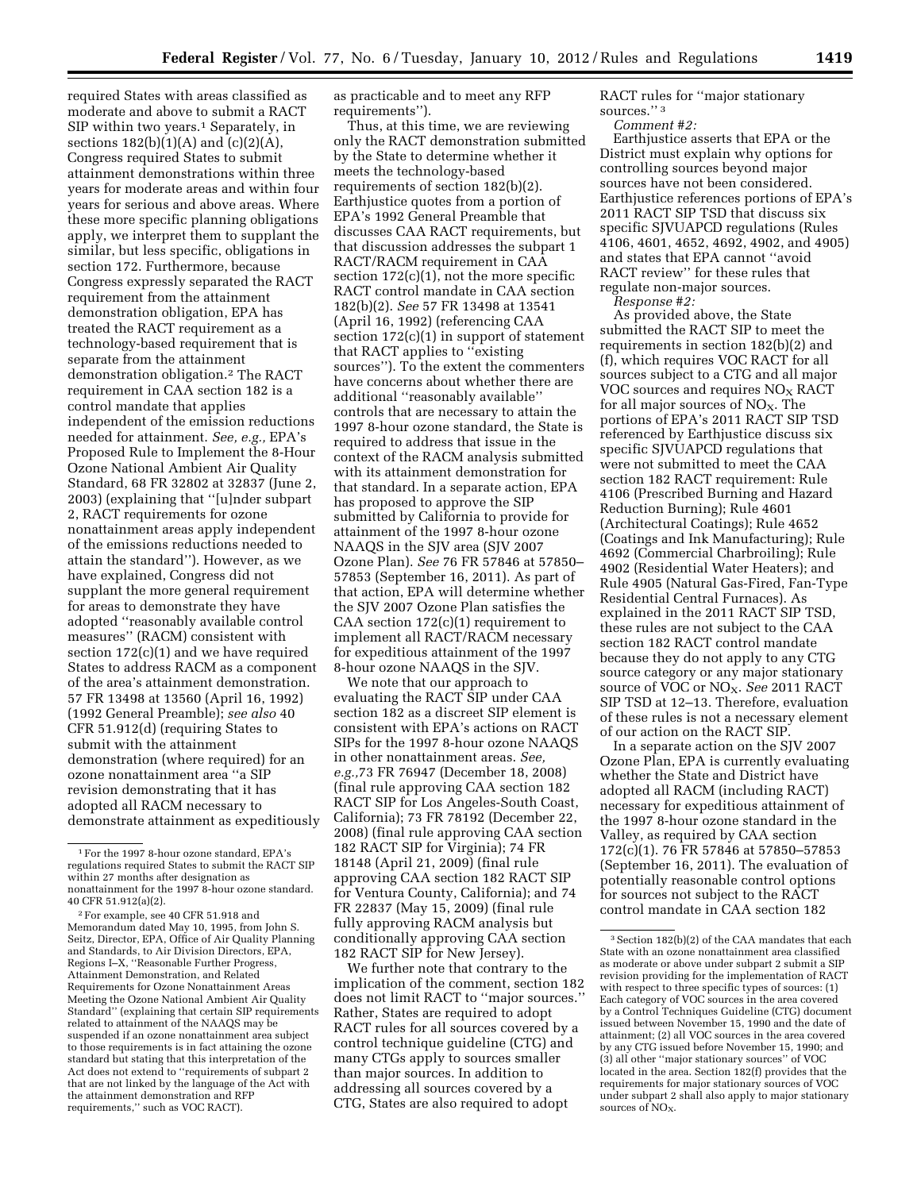required States with areas classified as moderate and above to submit a RACT SIP within two years.[1] Separately, in sections 182(b)(1)(A) and (c)(2)(A), Congress required States to submit attainment demonstrations within three years for moderate areas and within four years for serious and above areas. Where these more specific planning obligations apply, we interpret them to supplant the similar, but less specific, obligations in section 172. Furthermore, because Congress expressly separated the RACT requirement from the attainment demonstration obligation, EPA has treated the RACT requirement as a technology-based requirement that is separate from the attainment demonstration obligation.[2] The RACT requirement in CAA section 182 is a control mandate that applies independent of the emission reductions needed for attainment. *See, e.g.,* EPA's Proposed Rule to Implement the 8-Hour Ozone National Ambient Air Quality Standard, 68 FR 32802 at 32837 (June 2, 2003) (explaining that ''[u]nder subpart 2, RACT requirements for ozone nonattainment areas apply independent of the emissions reductions needed to attain the standard''). However, as we have explained, Congress did not supplant the more general requirement for areas to demonstrate they have adopted ''reasonably available control measures'' (RACM) consistent with section 172(c)(1) and we have required States to address RACM as a component of the area's attainment demonstration. 57 FR 13498 at 13560 (April 16, 1992) (1992 General Preamble); *see also* 40 CFR 51.912(d) (requiring States to submit with the attainment demonstration (where required) for an ozone nonattainment area ''a SIP revision demonstrating that it has adopted all RACM necessary to demonstrate attainment as expeditiously as practicable and to meet any RFP requirements'').

Thus, at this time, we are reviewing only the RACT demonstration submitted by the State to determine whether it meets the technology-based requirements of section 182(b)(2). Earthjustice quotes from a portion of EPA's 1992 General Preamble that discusses CAA RACT requirements, but that discussion addresses the subpart 1 RACT/RACM requirement in CAA section 172(c)(1), not the more specific RACT control mandate in CAA section 182(b)(2). *See* 57 FR 13498 at 13541 (April 16, 1992) (referencing CAA section 172(c)(1) in support of statement that RACT applies to ''existing sources''). To the extent the commenters have concerns about whether there are additional ''reasonably available'' controls that are necessary to attain the 1997 8-hour ozone standard, the State is required to address that issue in the context of the RACM analysis submitted with its attainment demonstration for that standard. In a separate action, EPA has proposed to approve the SIP submitted by California to provide for attainment of the 1997 8-hour ozone NAAQS in the SJV area (SJV 2007 Ozone Plan). *See* 76 FR 57846 at 57850–57853 (September 16, 2011). As part of that action, EPA will determine whether the SJV 2007 Ozone Plan satisfies the CAA section 172(c)(1) requirement to implement all RACT/RACM necessary for expeditious attainment of the 1997 8-hour ozone NAAQS in the SJV.

We note that our approach to evaluating the RACT SIP under CAA section 182 as a discreet SIP element is consistent with EPA's actions on RACT SIPs for the 1997 8-hour ozone NAAQS in other nonattainment areas. *See, e.g.,*73 FR 76947 (December 18, 2008) (final rule approving CAA section 182 RACT SIP for Los Angeles-South Coast, California); 73 FR 78192 (December 22, 2008) (final rule approving CAA section 182 RACT SIP for Virginia); 74 FR 18148 (April 21, 2009) (final rule approving CAA section 182 RACT SIP for Ventura County, California); and 74 FR 22837 (May 15, 2009) (final rule fully approving RACM analysis but conditionally approving CAA section 182 RACT SIP for New Jersey).

We further note that contrary to the implication of the comment, section 182 does not limit RACT to ''major sources.'' Rather, States are required to adopt RACT rules for all sources covered by a control technique guideline (CTG) and many CTGs apply to sources smaller than major sources. In addition to addressing all sources covered by a CTG, States are also required to adopt RACT rules for ''major stationary sources.''[3]

*Comment #2:*

Earthjustice asserts that EPA or the District must explain why options for controlling sources beyond major sources have not been considered. Earthjustice references portions of EPA's 2011 RACT SIP TSD that discuss six specific SJVUAPCD regulations (Rules 4106, 4601, 4652, 4692, 4902, and 4905) and states that EPA cannot ''avoid RACT review'' for these rules that regulate non-major sources.

*Response #2:*

As provided above, the State submitted the RACT SIP to meet the requirements in section 182(b)(2) and (f), which requires VOC RACT for all sources subject to a CTG and all major VOC sources and requires $NO_X$ RACT for all major sources of $NO_X$. The portions of EPA's 2011 RACT SIP TSD referenced by Earthjustice discuss six specific SJVUAPCD regulations that were not submitted to meet the CAA section 182 RACT requirement: Rule 4106 (Prescribed Burning and Hazard Reduction Burning); Rule 4601 (Architectural Coatings); Rule 4652 (Coatings and Ink Manufacturing); Rule 4692 (Commercial Charbroiling); Rule 4902 (Residential Water Heaters); and Rule 4905 (Natural Gas-Fired, Fan-Type Residential Central Furnaces). As explained in the 2011 RACT SIP TSD, these rules are not subject to the CAA section 182 RACT control mandate because they do not apply to any CTG source category or any major stationary source of VOC or $NO_X$. *See* 2011 RACT SIP TSD at 12–13. Therefore, evaluation of these rules is not a necessary element of our action on the RACT SIP.

In a separate action on the SJV 2007 Ozone Plan, EPA is currently evaluating whether the State and District have adopted all RACM (including RACT) necessary for expeditious attainment of the 1997 8-hour ozone standard in the Valley, as required by CAA section 172(c)(1). 76 FR 57846 at 57850–57853 (September 16, 2011). The evaluation of potentially reasonable control options for sources not subject to the RACT control mandate in CAA section 182

---

[1] For the 1997 8-hour ozone standard, EPA's regulations required States to submit the RACT SIP within 27 months after designation as nonattainment for the 1997 8-hour ozone standard. 40 CFR 51.912(a)(2).

[2] For example, see 40 CFR 51.918 and Memorandum dated May 10, 1995, from John S. Seitz, Director, EPA, Office of Air Quality Planning and Standards, to Air Division Directors, EPA, Regions I–X, ''Reasonable Further Progress, Attainment Demonstration, and Related Requirements for Ozone Nonattainment Areas Meeting the Ozone National Ambient Air Quality Standard'' (explaining that certain SIP requirements related to attainment of the NAAQS may be suspended if an ozone nonattainment area subject to those requirements is in fact attaining the ozone standard but stating that this interpretation of the Act does not extend to ''requirements of subpart 2 that are not linked by the language of the Act with the attainment demonstration and RFP requirements,'' such as VOC RACT).

[3] Section 182(b)(2) of the CAA mandates that each State with an ozone nonattainment area classified as moderate or above under subpart 2 submit a SIP revision providing for the implementation of RACT with respect to three specific types of sources: (1) Each category of VOC sources in the area covered by a Control Techniques Guideline (CTG) document issued between November 15, 1990 and the date of attainment; (2) all VOC sources in the area covered by any CTG issued before November 15, 1990; and (3) all other ''major stationary sources'' of VOC located in the area. Section 182(f) provides that the requirements for major stationary sources of VOC under subpart 2 shall also apply to major stationary sources of $NO_X$.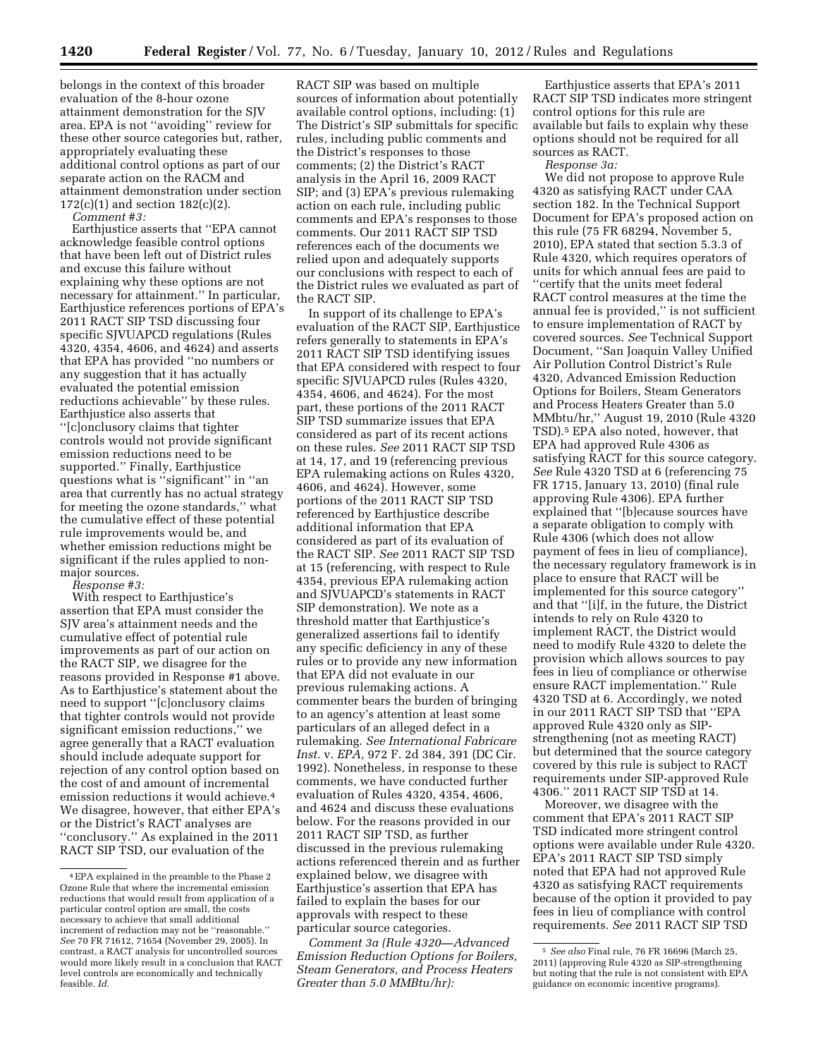belongs in the context of this broader evaluation of the 8-hour ozone attainment demonstration for the SJV area. EPA is not ''avoiding'' review for these other source categories but, rather, appropriately evaluating these additional control options as part of our separate action on the RACM and attainment demonstration under section 172(c)(1) and section 182(c)(2).

*Comment #3:*

Earthjustice asserts that ''EPA cannot acknowledge feasible control options that have been left out of District rules and excuse this failure without explaining why these options are not necessary for attainment.'' In particular, Earthjustice references portions of EPA's 2011 RACT SIP TSD discussing four specific SJVUAPCD regulations (Rules 4320, 4354, 4606, and 4624) and asserts that EPA has provided ''no numbers or any suggestion that it has actually evaluated the potential emission reductions achievable'' by these rules. Earthjustice also asserts that ''[c]onclusory claims that tighter controls would not provide significant emission reductions need to be supported.'' Finally, Earthjustice questions what is ''significant'' in ''an area that currently has no actual strategy for meeting the ozone standards,'' what the cumulative effect of these potential rule improvements would be, and whether emission reductions might be significant if the rules applied to non-major sources.

*Response #3:*

With respect to Earthjustice's assertion that EPA must consider the SJV area's attainment needs and the cumulative effect of potential rule improvements as part of our action on the RACT SIP, we disagree for the reasons provided in Response #1 above. As to Earthjustice's statement about the need to support ''[c]onclusory claims that tighter controls would not provide significant emission reductions,'' we agree generally that a RACT evaluation should include adequate support for rejection of any control option based on the cost of and amount of incremental emission reductions it would achieve.[4] We disagree, however, that either EPA's or the District's RACT analyses are ''conclusory.'' As explained in the 2011 RACT SIP TSD, our evaluation of the RACT SIP was based on multiple sources of information about potentially available control options, including: (1) The District's SIP submittals for specific rules, including public comments and the District's responses to those comments; (2) the District's RACT analysis in the April 16, 2009 RACT SIP; and (3) EPA's previous rulemaking action on each rule, including public comments and EPA's responses to those comments. Our 2011 RACT SIP TSD references each of the documents we relied upon and adequately supports our conclusions with respect to each of the District rules we evaluated as part of the RACT SIP.

In support of its challenge to EPA's evaluation of the RACT SIP, Earthjustice refers generally to statements in EPA's 2011 RACT SIP TSD identifying issues that EPA considered with respect to four specific SJVUAPCD rules (Rules 4320, 4354, 4606, and 4624). For the most part, these portions of the 2011 RACT SIP TSD summarize issues that EPA considered as part of its recent actions on these rules. *See* 2011 RACT SIP TSD at 14, 17, and 19 (referencing previous EPA rulemaking actions on Rules 4320, 4606, and 4624). However, some portions of the 2011 RACT SIP TSD referenced by Earthjustice describe additional information that EPA considered as part of its evaluation of the RACT SIP. *See* 2011 RACT SIP TSD at 15 (referencing, with respect to Rule 4354, previous EPA rulemaking action and SJVUAPCD's statements in RACT SIP demonstration). We note as a threshold matter that Earthjustice's generalized assertions fail to identify any specific deficiency in any of these rules or to provide any new information that EPA did not evaluate in our previous rulemaking actions. A commenter bears the burden of bringing to an agency's attention at least some particulars of an alleged defect in a rulemaking. *See International Fabricare Inst.* v. *EPA,* 972 F. 2d 384, 391 (DC Cir. 1992). Nonetheless, in response to these comments, we have conducted further evaluation of Rules 4320, 4354, 4606, and 4624 and discuss these evaluations below. For the reasons provided in our 2011 RACT SIP TSD, as further discussed in the previous rulemaking actions referenced therein and as further explained below, we disagree with Earthjustice's assertion that EPA has failed to explain the bases for our approvals with respect to these particular source categories.

*Comment 3a (Rule 4320—Advanced Emission Reduction Options for Boilers, Steam Generators, and Process Heaters Greater than 5.0 MMBtu/hr):*

Earthjustice asserts that EPA's 2011 RACT SIP TSD indicates more stringent control options for this rule are available but fails to explain why these options should not be required for all sources as RACT.

*Response 3a:*

We did not propose to approve Rule 4320 as satisfying RACT under CAA section 182. In the Technical Support Document for EPA's proposed action on this rule (75 FR 68294, November 5, 2010), EPA stated that section 5.3.3 of Rule 4320, which requires operators of units for which annual fees are paid to ''certify that the units meet federal RACT control measures at the time the annual fee is provided,'' is not sufficient to ensure implementation of RACT by covered sources. *See* Technical Support Document, ''San Joaquin Valley Unified Air Pollution Control District's Rule 4320, Advanced Emission Reduction Options for Boilers, Steam Generators and Process Heaters Greater than 5.0 MMbtu/hr,'' August 19, 2010 (Rule 4320 TSD).[5] EPA also noted, however, that EPA had approved Rule 4306 as satisfying RACT for this source category. *See* Rule 4320 TSD at 6 (referencing 75 FR 1715, January 13, 2010) (final rule approving Rule 4306). EPA further explained that ''[b]ecause sources have a separate obligation to comply with Rule 4306 (which does not allow payment of fees in lieu of compliance), the necessary regulatory framework is in place to ensure that RACT will be implemented for this source category'' and that ''[i]f, in the future, the District intends to rely on Rule 4320 to implement RACT, the District would need to modify Rule 4320 to delete the provision which allows sources to pay fees in lieu of compliance or otherwise ensure RACT implementation.'' Rule 4320 TSD at 6. Accordingly, we noted in our 2011 RACT SIP TSD that ''EPA approved Rule 4320 only as SIP-strengthening (not as meeting RACT) but determined that the source category covered by this rule is subject to RACT requirements under SIP-approved Rule 4306.'' 2011 RACT SIP TSD at 14.

Moreover, we disagree with the comment that EPA's 2011 RACT SIP TSD indicated more stringent control options were available under Rule 4320. EPA's 2011 RACT SIP TSD simply noted that EPA had not approved Rule 4320 as satisfying RACT requirements because of the option it provided to pay fees in lieu of compliance with control requirements. *See* 2011 RACT SIP TSD

[4] EPA explained in the preamble to the Phase 2 Ozone Rule that where the incremental emission reductions that would result from application of a particular control option are small, the costs necessary to achieve that small additional increment of reduction may not be ''reasonable.'' *See* 70 FR 71612, 71654 (November 29, 2005). In contrast, a RACT analysis for uncontrolled sources would more likely result in a conclusion that RACT level controls are economically and technically feasible. *Id.*

[5] *See also* Final rule, 76 FR 16696 (March 25, 2011) (approving Rule 4320 as SIP-strengthening but noting that the rule is not consistent with EPA guidance on economic incentive programs).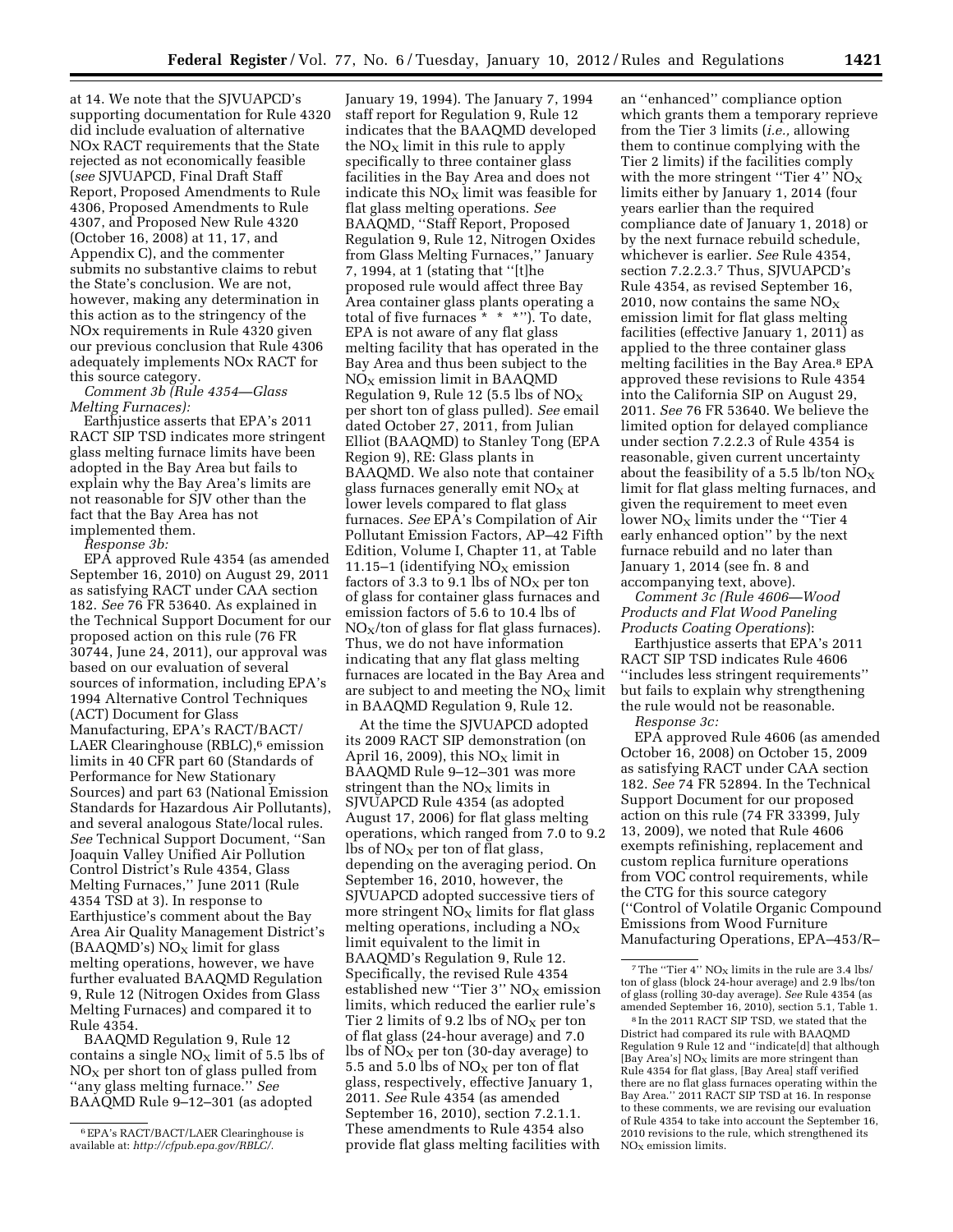at 14. We note that the SJVUAPCD's supporting documentation for Rule 4320 did include evaluation of alternative NOx RACT requirements that the State rejected as not economically feasible (*see* SJVUAPCD, Final Draft Staff Report, Proposed Amendments to Rule 4306, Proposed Amendments to Rule 4307, and Proposed New Rule 4320 (October 16, 2008) at 11, 17, and Appendix C), and the commenter submits no substantive claims to rebut the State's conclusion. We are not, however, making any determination in this action as to the stringency of the NOx requirements in Rule 4320 given our previous conclusion that Rule 4306 adequately implements NOx RACT for this source category.

*Comment 3b (Rule 4354—Glass Melting Furnaces):*

Earthjustice asserts that EPA's 2011 RACT SIP TSD indicates more stringent glass melting furnace limits have been adopted in the Bay Area but fails to explain why the Bay Area's limits are not reasonable for SJV other than the fact that the Bay Area has not implemented them.

*Response 3b:*

EPA approved Rule 4354 (as amended September 16, 2010) on August 29, 2011 as satisfying RACT under CAA section 182. *See* 76 FR 53640. As explained in the Technical Support Document for our proposed action on this rule (76 FR 30744, June 24, 2011), our approval was based on our evaluation of several sources of information, including EPA's 1994 Alternative Control Techniques (ACT) Document for Glass Manufacturing, EPA's RACT/BACT/LAER Clearinghouse (RBLC),[6] emission limits in 40 CFR part 60 (Standards of Performance for New Stationary Sources) and part 63 (National Emission Standards for Hazardous Air Pollutants), and several analogous State/local rules. *See* Technical Support Document, "San Joaquin Valley Unified Air Pollution Control District's Rule 4354, Glass Melting Furnaces," June 2011 (Rule 4354 TSD at 3). In response to Earthjustice's comment about the Bay Area Air Quality Management District's (BAAQMD's) $NO_X$ limit for glass melting operations, however, we have further evaluated BAAQMD Regulation 9, Rule 12 (Nitrogen Oxides from Glass Melting Furnaces) and compared it to Rule 4354.

BAAQMD Regulation 9, Rule 12 contains a single $NO_X$ limit of 5.5 lbs of $NO_X$ per short ton of glass pulled from "any glass melting furnace." *See* BAAQMD Rule 9–12–301 (as adopted January 19, 1994). The January 7, 1994 staff report for Regulation 9, Rule 12 indicates that the BAAQMD developed the $NO_X$ limit in this rule to apply specifically to three container glass facilities in the Bay Area and does not indicate this $NO_X$ limit was feasible for flat glass melting operations. *See* BAAQMD, "Staff Report, Proposed Regulation 9, Rule 12, Nitrogen Oxides from Glass Melting Furnaces," January 7, 1994, at 1 (stating that "[t]he proposed rule would affect three Bay Area container glass plants operating a total of five furnaces * * *"). To date, EPA is not aware of any flat glass melting facility that has operated in the Bay Area and thus been subject to the $NO_X$ emission limit in BAAQMD Regulation 9, Rule 12 (5.5 lbs of $NO_X$ per short ton of glass pulled). *See* email dated October 27, 2011, from Julian Elliot (BAAQMD) to Stanley Tong (EPA Region 9), RE: Glass plants in BAAQMD. We also note that container glass furnaces generally emit $NO_X$ at lower levels compared to flat glass furnaces. *See* EPA's Compilation of Air Pollutant Emission Factors, AP–42 Fifth Edition, Volume I, Chapter 11, at Table 11.15–1 (identifying $NO_X$ emission factors of 3.3 to 9.1 lbs of $NO_X$ per ton of glass for container glass furnaces and emission factors of 5.6 to 10.4 lbs of $NO_X$/ton of glass for flat glass furnaces). Thus, we do not have information indicating that any flat glass melting furnaces are located in the Bay Area and are subject to and meeting the $NO_X$ limit in BAAQMD Regulation 9, Rule 12.

At the time the SJVUAPCD adopted its 2009 RACT SIP demonstration (on April 16, 2009), this $NO_X$ limit in BAAQMD Rule 9–12–301 was more stringent than the $NO_X$ limits in SJVUAPCD Rule 4354 (as adopted August 17, 2006) for flat glass melting operations, which ranged from 7.0 to 9.2 lbs of $NO_X$ per ton of flat glass, depending on the averaging period. On September 16, 2010, however, the SJVUAPCD adopted successive tiers of more stringent $NO_X$ limits for flat glass melting operations, including a $NO_X$ limit equivalent to the limit in BAAQMD's Regulation 9, Rule 12. Specifically, the revised Rule 4354 established new "Tier 3" $NO_X$ emission limits, which reduced the earlier rule's Tier 2 limits of 9.2 lbs of $NO_X$ per ton of flat glass (24-hour average) and 7.0 lbs of $NO_X$ per ton (30-day average) to 5.5 and 5.0 lbs of $NO_X$ per ton of flat glass, respectively, effective January 1, 2011. *See* Rule 4354 (as amended September 16, 2010), section 7.2.1.1. These amendments to Rule 4354 also provide flat glass melting facilities with an "enhanced" compliance option which grants them a temporary reprieve from the Tier 3 limits (*i.e.,* allowing them to continue complying with the Tier 2 limits) if the facilities comply with the more stringent "Tier 4" $NO_X$ limits either by January 1, 2014 (four years earlier than the required compliance date of January 1, 2018) or by the next furnace rebuild schedule, whichever is earlier. *See* Rule 4354, section 7.2.2.3.[7] Thus, SJVUAPCD's Rule 4354, as revised September 16, 2010, now contains the same $NO_X$ emission limit for flat glass melting facilities (effective January 1, 2011) as applied to the three container glass melting facilities in the Bay Area.[8] EPA approved these revisions to Rule 4354 into the California SIP on August 29, 2011. *See* 76 FR 53640. We believe the limited option for delayed compliance under section 7.2.2.3 of Rule 4354 is reasonable, given current uncertainty about the feasibility of a 5.5 lb/ton $NO_X$ limit for flat glass melting furnaces, and given the requirement to meet even lower $NO_X$ limits under the "Tier 4 early enhanced option" by the next furnace rebuild and no later than January 1, 2014 (see fn. 8 and accompanying text, above).

*Comment 3c (Rule 4606—Wood Products and Flat Wood Paneling Products Coating Operations)*:

Earthjustice asserts that EPA's 2011 RACT SIP TSD indicates Rule 4606 "includes less stringent requirements" but fails to explain why strengthening the rule would not be reasonable.

*Response 3c:*

EPA approved Rule 4606 (as amended October 16, 2008) on October 15, 2009 as satisfying RACT under CAA section 182. *See* 74 FR 52894. In the Technical Support Document for our proposed action on this rule (74 FR 33399, July 13, 2009), we noted that Rule 4606 exempts refinishing, replacement and custom replica furniture operations from VOC control requirements, while the CTG for this source category ("Control of Volatile Organic Compound Emissions from Wood Furniture Manufacturing Operations, EPA–453/R–

---

[6] EPA's RACT/BACT/LAER Clearinghouse is available at: *http://cfpub.epa.gov/RBLC/.*

[7] The "Tier 4" $NO_X$ limits in the rule are 3.4 lbs/ton of glass (block 24-hour average) and 2.9 lbs/ton of glass (rolling 30-day average). *See* Rule 4354 (as amended September 16, 2010), section 5.1, Table 1.

[8] In the 2011 RACT SIP TSD, we stated that the District had compared its rule with BAAQMD Regulation 9 Rule 12 and "indicate[d] that although [Bay Area's] $NO_X$ limits are more stringent than Rule 4354 for flat glass, [Bay Area] staff verified there are no flat glass furnaces operating within the Bay Area." 2011 RACT SIP TSD at 16. In response to these comments, we are revising our evaluation of Rule 4354 to take into account the September 16, 2010 revisions to the rule, which strengthened its $NO_X$ emission limits.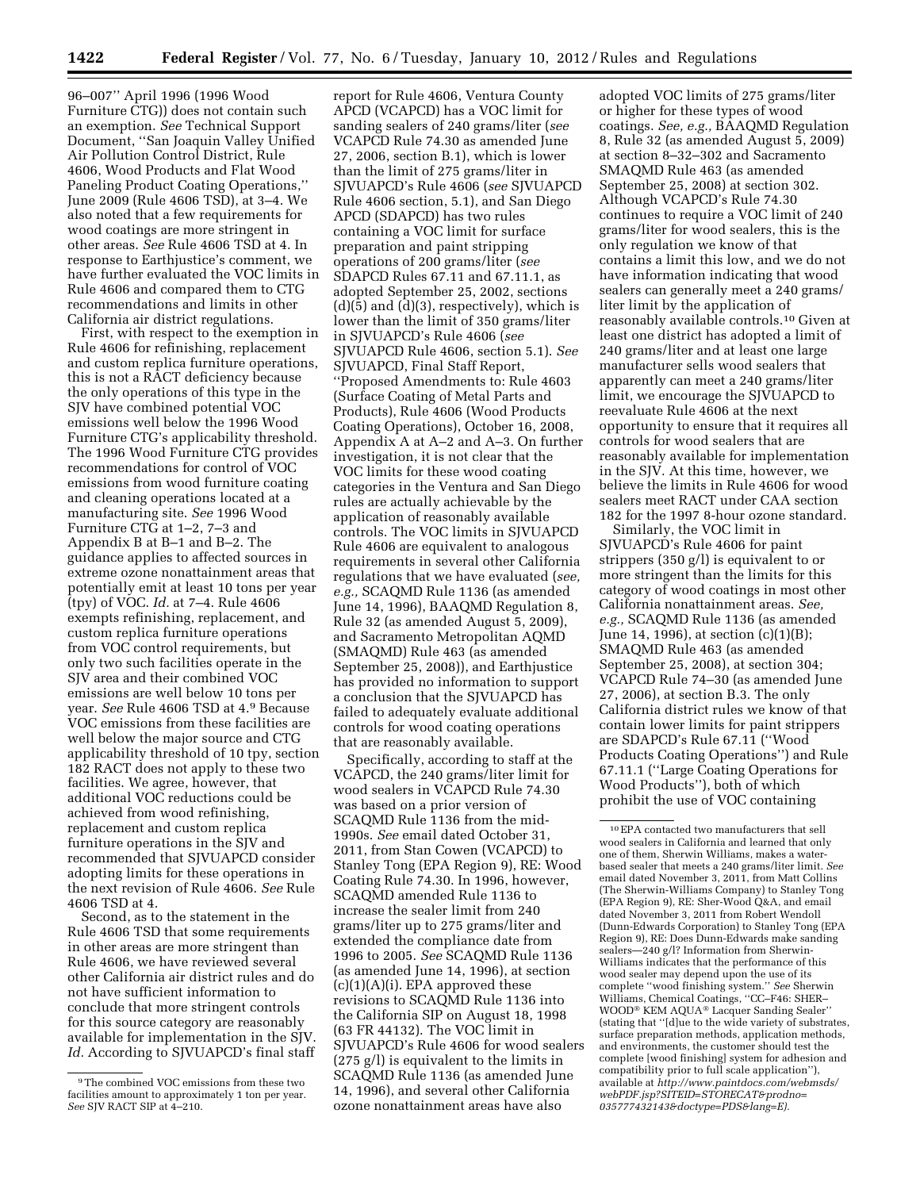96–007'' April 1996 (1996 Wood Furniture CTG)) does not contain such an exemption. *See* Technical Support Document, ''San Joaquin Valley Unified Air Pollution Control District, Rule 4606, Wood Products and Flat Wood Paneling Product Coating Operations,'' June 2009 (Rule 4606 TSD), at 3–4. We also noted that a few requirements for wood coatings are more stringent in other areas. *See* Rule 4606 TSD at 4. In response to Earthjustice's comment, we have further evaluated the VOC limits in Rule 4606 and compared them to CTG recommendations and limits in other California air district regulations.

First, with respect to the exemption in Rule 4606 for refinishing, replacement and custom replica furniture operations, this is not a RACT deficiency because the only operations of this type in the SJV have combined potential VOC emissions well below the 1996 Wood Furniture CTG's applicability threshold. The 1996 Wood Furniture CTG provides recommendations for control of VOC emissions from wood furniture coating and cleaning operations located at a manufacturing site. *See* 1996 Wood Furniture CTG at 1–2, 7–3 and Appendix B at B–1 and B–2. The guidance applies to affected sources in extreme ozone nonattainment areas that potentially emit at least 10 tons per year (tpy) of VOC. *Id.* at 7–4. Rule 4606 exempts refinishing, replacement, and custom replica furniture operations from VOC control requirements, but only two such facilities operate in the SJV area and their combined VOC emissions are well below 10 tons per year. *See* Rule 4606 TSD at 4.[9] Because VOC emissions from these facilities are well below the major source and CTG applicability threshold of 10 tpy, section 182 RACT does not apply to these two facilities. We agree, however, that additional VOC reductions could be achieved from wood refinishing, replacement and custom replica furniture operations in the SJV and recommended that SJVUAPCD consider adopting limits for these operations in the next revision of Rule 4606. *See* Rule 4606 TSD at 4.

Second, as to the statement in the Rule 4606 TSD that some requirements in other areas are more stringent than Rule 4606, we have reviewed several other California air district rules and do not have sufficient information to conclude that more stringent controls for this source category are reasonably available for implementation in the SJV. *Id.* According to SJVUAPCD's final staff report for Rule 4606, Ventura County APCD (VCAPCD) has a VOC limit for sanding sealers of 240 grams/liter (*see* VCAPCD Rule 74.30 as amended June 27, 2006, section B.1), which is lower than the limit of 275 grams/liter in SJVUAPCD's Rule 4606 (*see* SJVUAPCD Rule 4606, section, 5.1), and San Diego APCD (SDAPCD) has two rules containing a VOC limit for surface preparation and paint stripping operations of 200 grams/liter (*see* SDAPCD Rules 67.11 and 67.11.1, as adopted September 25, 2002, sections (d)(5) and (d)(3), respectively), which is lower than the limit of 350 grams/liter in SJVUAPCD's Rule 4606 (*see* SJVUAPCD Rule 4606, section 5.1). *See* SJVUAPCD, Final Staff Report, ''Proposed Amendments to: Rule 4603 (Surface Coating of Metal Parts and Products), Rule 4606 (Wood Products Coating Operations), October 16, 2008, Appendix A at A–2 and A–3. On further investigation, it is not clear that the VOC limits for these wood coating categories in the Ventura and San Diego rules are actually achievable by the application of reasonably available controls. The VOC limits in SJVUAPCD Rule 4606 are equivalent to analogous requirements in several other California regulations that we have evaluated (*see, e.g.,* SCAQMD Rule 1136 (as amended June 14, 1996), BAAQMD Regulation 8, Rule 32 (as amended August 5, 2009), and Sacramento Metropolitan AQMD (SMAQMD) Rule 463 (as amended September 25, 2008)), and Earthjustice has provided no information to support a conclusion that the SJVUAPCD has failed to adequately evaluate additional controls for wood coating operations that are reasonably available.

Specifically, according to staff at the VCAPCD, the 240 grams/liter limit for wood sealers in VCAPCD Rule 74.30 was based on a prior version of SCAQMD Rule 1136 from the mid-1990s. *See* email dated October 31, 2011, from Stan Cowen (VCAPCD) to Stanley Tong (EPA Region 9), RE: Wood Coating Rule 74.30. In 1996, however, SCAQMD amended Rule 1136 to increase the sealer limit from 240 grams/liter up to 275 grams/liter and extended the compliance date from 1996 to 2005. *See* SCAQMD Rule 1136 (as amended June 14, 1996), at section (c)(1)(A)(i). EPA approved these revisions to SCAQMD Rule 1136 into the California SIP on August 18, 1998 (63 FR 44132). The VOC limit in SJVUAPCD's Rule 4606 for wood sealers (275 g/l) is equivalent to the limits in SCAQMD Rule 1136 (as amended June 14, 1996), and several other California ozone nonattainment areas have also adopted VOC limits of 275 grams/liter or higher for these types of wood coatings. *See, e.g.,* BAAQMD Regulation 8, Rule 32 (as amended August 5, 2009) at section 8–32–302 and Sacramento SMAQMD Rule 463 (as amended September 25, 2008) at section 302. Although VCAPCD's Rule 74.30 continues to require a VOC limit of 240 grams/liter for wood sealers, this is the only regulation we know of that contains a limit this low, and we do not have information indicating that wood sealers can generally meet a 240 grams/liter limit by the application of reasonably available controls.[10] Given at least one district has adopted a limit of 240 grams/liter and at least one large manufacturer sells wood sealers that apparently can meet a 240 grams/liter limit, we encourage the SJVUAPCD to reevaluate Rule 4606 at the next opportunity to ensure that it requires all controls for wood sealers that are reasonably available for implementation in the SJV. At this time, however, we believe the limits in Rule 4606 for wood sealers meet RACT under CAA section 182 for the 1997 8-hour ozone standard.

Similarly, the VOC limit in SJVUAPCD's Rule 4606 for paint strippers (350 g/l) is equivalent to or more stringent than the limits for this category of wood coatings in most other California nonattainment areas. *See, e.g.,* SCAQMD Rule 1136 (as amended June 14, 1996), at section (c)(1)(B); SMAQMD Rule 463 (as amended September 25, 2008), at section 304; VCAPCD Rule 74–30 (as amended June 27, 2006), at section B.3. The only California district rules we know of that contain lower limits for paint strippers are SDAPCD's Rule 67.11 (''Wood Products Coating Operations'') and Rule 67.11.1 (''Large Coating Operations for Wood Products''), both of which prohibit the use of VOC containing

---

[9] The combined VOC emissions from these two facilities amount to approximately 1 ton per year. *See* SJV RACT SIP at 4–210.

[10] EPA contacted two manufacturers that sell wood sealers in California and learned that only one of them, Sherwin Williams, makes a water-based sealer that meets a 240 grams/liter limit. *See* email dated November 3, 2011, from Matt Collins (The Sherwin-Williams Company) to Stanley Tong (EPA Region 9), RE: Sher-Wood Q&A, and email dated November 3, 2011 from Robert Wendoll (Dunn-Edwards Corporation) to Stanley Tong (EPA Region 9), RE: Does Dunn-Edwards make sanding sealers—240 g/l? Information from Sherwin-Williams indicates that the performance of this wood sealer may depend upon the use of its complete ''wood finishing system.'' *See* Sherwin Williams, Chemical Coatings, ''CC–F46: SHER–WOOD® KEM AQUA® Lacquer Sanding Sealer'' (stating that ''[d]ue to the wide variety of substrates, surface preparation methods, application methods, and environments, the customer should test the complete [wood finishing] system for adhesion and compatibility prior to full scale application''), available at *http://www.paintdocs.com/webmsds/webPDF.jsp?SITEID=STORECAT&prodno=035777432143&doctype=PDS&lang=E).*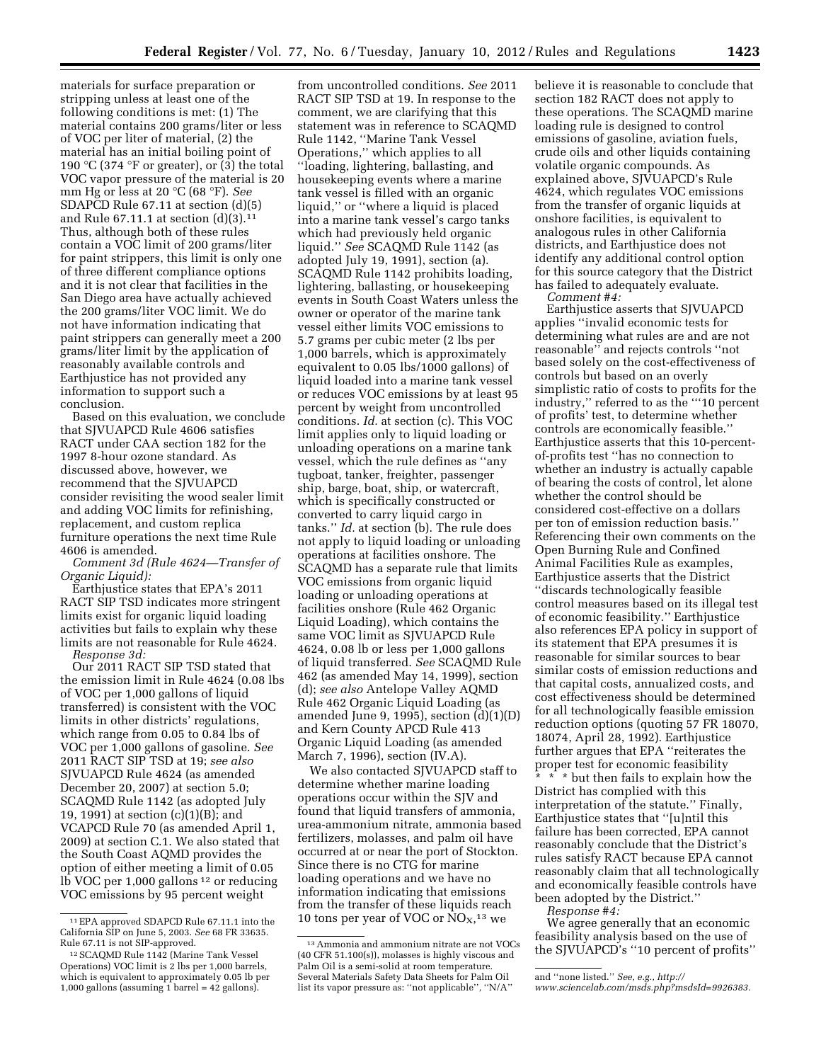materials for surface preparation or stripping unless at least one of the following conditions is met: (1) The material contains 200 grams/liter or less of VOC per liter of material, (2) the material has an initial boiling point of 190 °C (374 °F or greater), or (3) the total VOC vapor pressure of the material is 20 mm Hg or less at 20 °C (68 °F). *See* SDAPCD Rule 67.11 at section (d)(5) and Rule 67.11.1 at section (d)(3).[11] Thus, although both of these rules contain a VOC limit of 200 grams/liter for paint strippers, this limit is only one of three different compliance options and it is not clear that facilities in the San Diego area have actually achieved the 200 grams/liter VOC limit. We do not have information indicating that paint strippers can generally meet a 200 grams/liter limit by the application of reasonably available controls and Earthjustice has not provided any information to support such a conclusion.

Based on this evaluation, we conclude that SJVUAPCD Rule 4606 satisfies RACT under CAA section 182 for the 1997 8-hour ozone standard. As discussed above, however, we recommend that the SJVUAPCD consider revisiting the wood sealer limit and adding VOC limits for refinishing, replacement, and custom replica furniture operations the next time Rule 4606 is amended.

*Comment 3d (Rule 4624—Transfer of Organic Liquid):*

Earthjustice states that EPA's 2011 RACT SIP TSD indicates more stringent limits exist for organic liquid loading activities but fails to explain why these limits are not reasonable for Rule 4624.

*Response 3d:*

Our 2011 RACT SIP TSD stated that the emission limit in Rule 4624 (0.08 lbs of VOC per 1,000 gallons of liquid transferred) is consistent with the VOC limits in other districts' regulations, which range from 0.05 to 0.84 lbs of VOC per 1,000 gallons of gasoline. *See* 2011 RACT SIP TSD at 19; *see also* SJVUAPCD Rule 4624 (as amended December 20, 2007) at section 5.0; SCAQMD Rule 1142 (as adopted July 19, 1991) at section (c)(1)(B); and VCAPCD Rule 70 (as amended April 1, 2009) at section C.1. We also stated that the South Coast AQMD provides the option of either meeting a limit of 0.05 lb VOC per 1,000 gallons[12] or reducing VOC emissions by 95 percent weight from uncontrolled conditions. *See* 2011 RACT SIP TSD at 19. In response to the comment, we are clarifying that this statement was in reference to SCAQMD Rule 1142, ''Marine Tank Vessel Operations,'' which applies to all ''loading, lightering, ballasting, and housekeeping events where a marine tank vessel is filled with an organic liquid,'' or ''where a liquid is placed into a marine tank vessel's cargo tanks which had previously held organic liquid.'' *See* SCAQMD Rule 1142 (as adopted July 19, 1991), section (a). SCAQMD Rule 1142 prohibits loading, lightering, ballasting, or housekeeping events in South Coast Waters unless the owner or operator of the marine tank vessel either limits VOC emissions to 5.7 grams per cubic meter (2 lbs per 1,000 barrels, which is approximately equivalent to 0.05 lbs/1000 gallons) of liquid loaded into a marine tank vessel or reduces VOC emissions by at least 95 percent by weight from uncontrolled conditions. *Id.* at section (c). This VOC limit applies only to liquid loading or unloading operations on a marine tank vessel, which the rule defines as ''any tugboat, tanker, freighter, passenger ship, barge, boat, ship, or watercraft, which is specifically constructed or converted to carry liquid cargo in tanks.'' *Id.* at section (b). The rule does not apply to liquid loading or unloading operations at facilities onshore. The SCAQMD has a separate rule that limits VOC emissions from organic liquid loading or unloading operations at facilities onshore (Rule 462 Organic Liquid Loading), which contains the same VOC limit as SJVUAPCD Rule 4624, 0.08 lb or less per 1,000 gallons of liquid transferred. *See* SCAQMD Rule 462 (as amended May 14, 1999), section (d); *see also* Antelope Valley AQMD Rule 462 Organic Liquid Loading (as amended June 9, 1995), section (d)(1)(D) and Kern County APCD Rule 413 Organic Liquid Loading (as amended March 7, 1996), section (IV.A).

We also contacted SJVUAPCD staff to determine whether marine loading operations occur within the SJV and found that liquid transfers of ammonia, urea-ammonium nitrate, ammonia based fertilizers, molasses, and palm oil have occurred at or near the port of Stockton. Since there is no CTG for marine loading operations and we have no information indicating that emissions from the transfer of these liquids reach 10 tons per year of VOC or $NO_X$,[13] we believe it is reasonable to conclude that section 182 RACT does not apply to these operations. The SCAQMD marine loading rule is designed to control emissions of gasoline, aviation fuels, crude oils and other liquids containing volatile organic compounds. As explained above, SJVUAPCD's Rule 4624, which regulates VOC emissions from the transfer of organic liquids at onshore facilities, is equivalent to analogous rules in other California districts, and Earthjustice does not identify any additional control option for this source category that the District has failed to adequately evaluate.

*Comment #4:*

Earthjustice asserts that SJVUAPCD applies ''invalid economic tests for determining what rules are and are not reasonable'' and rejects controls ''not based solely on the cost-effectiveness of controls but based on an overly simplistic ratio of costs to profits for the industry,'' referred to as the '''10 percent of profits' test, to determine whether controls are economically feasible.'' Earthjustice asserts that this 10-percent-of-profits test ''has no connection to whether an industry is actually capable of bearing the costs of control, let alone whether the control should be considered cost-effective on a dollars per ton of emission reduction basis.'' Referencing their own comments on the Open Burning Rule and Confined Animal Facilities Rule as examples, Earthjustice asserts that the District ''discards technologically feasible control measures based on its illegal test of economic feasibility.'' Earthjustice also references EPA policy in support of its statement that EPA presumes it is reasonable for similar sources to bear similar costs of emission reductions and that capital costs, annualized costs, and cost effectiveness should be determined for all technologically feasible emission reduction options (quoting 57 FR 18070, 18074, April 28, 1992). Earthjustice further argues that EPA ''reiterates the proper test for economic feasibility * * * but then fails to explain how the District has complied with this interpretation of the statute.'' Finally, Earthjustice states that ''[u]ntil this failure has been corrected, EPA cannot reasonably conclude that the District's rules satisfy RACT because EPA cannot reasonably claim that all technologically and economically feasible controls have been adopted by the District.''

*Response #4:*

We agree generally that an economic feasibility analysis based on the use of the SJVUAPCD's ''10 percent of profits''

---

[11] EPA approved SDAPCD Rule 67.11.1 into the California SIP on June 5, 2003. *See* 68 FR 33635. Rule 67.11 is not SIP-approved.

[12] SCAQMD Rule 1142 (Marine Tank Vessel Operations) VOC limit is 2 lbs per 1,000 barrels, which is equivalent to approximately 0.05 lb per 1,000 gallons (assuming 1 barrel = 42 gallons).

[13] Ammonia and ammonium nitrate are not VOCs (40 CFR 51.100(s)), molasses is highly viscous and Palm Oil is a semi-solid at room temperature. Several Materials Safety Data Sheets for Palm Oil list its vapor pressure as: ''not applicable'', ''N/A'' and ''none listed.'' *See, e.g., http://www.sciencelab.com/msds.php?msdsId=9926383.*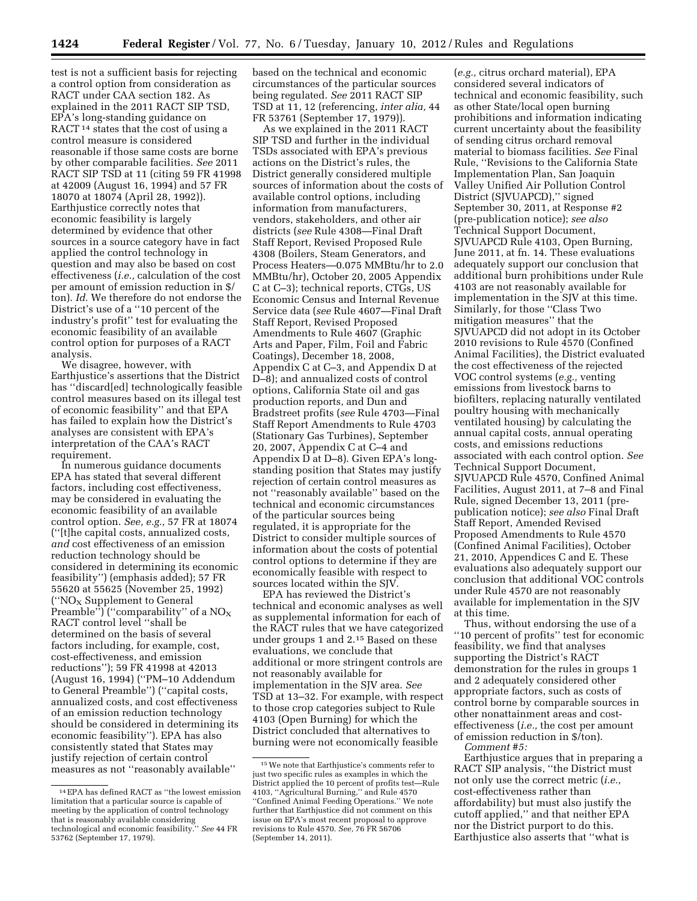test is not a sufficient basis for rejecting a control option from consideration as RACT under CAA section 182. As explained in the 2011 RACT SIP TSD, EPA's long-standing guidance on RACT [14] states that the cost of using a control measure is considered reasonable if those same costs are borne by other comparable facilities. *See* 2011 RACT SIP TSD at 11 (citing 59 FR 41998 at 42009 (August 16, 1994) and 57 FR 18070 at 18074 (April 28, 1992)). Earthjustice correctly notes that economic feasibility is largely determined by evidence that other sources in a source category have in fact applied the control technology in question and may also be based on cost effectiveness (*i.e.,* calculation of the cost per amount of emission reduction in $/ton). *Id.* We therefore do not endorse the District's use of a ''10 percent of the industry's profit'' test for evaluating the economic feasibility of an available control option for purposes of a RACT analysis.

We disagree, however, with Earthjustice's assertions that the District has ''discard[ed] technologically feasible control measures based on its illegal test of economic feasibility'' and that EPA has failed to explain how the District's analyses are consistent with EPA's interpretation of the CAA's RACT requirement.

In numerous guidance documents EPA has stated that several different factors, including cost effectiveness, may be considered in evaluating the economic feasibility of an available control option. *See, e.g.,* 57 FR at 18074 (''[t]he capital costs, annualized costs, *and* cost effectiveness of an emission reduction technology should be considered in determining its economic feasibility'') (emphasis added); 57 FR 55620 at 55625 (November 25, 1992) (''$NO_X$ Supplement to General Preamble'') (''comparability'' of a $NO_X$ RACT control level ''shall be determined on the basis of several factors including, for example, cost, cost-effectiveness, and emission reductions''); 59 FR 41998 at 42013 (August 16, 1994) (''PM–10 Addendum to General Preamble'') (''capital costs, annualized costs, and cost effectiveness of an emission reduction technology should be considered in determining its economic feasibility''). EPA has also consistently stated that States may justify rejection of certain control measures as not ''reasonably available'' based on the technical and economic circumstances of the particular sources being regulated. *See* 2011 RACT SIP TSD at 11, 12 (referencing, *inter alia,* 44 FR 53761 (September 17, 1979)).

As we explained in the 2011 RACT SIP TSD and further in the individual TSDs associated with EPA's previous actions on the District's rules, the District generally considered multiple sources of information about the costs of available control options, including information from manufacturers, vendors, stakeholders, and other air districts (*see* Rule 4308—Final Draft Staff Report, Revised Proposed Rule 4308 (Boilers, Steam Generators, and Process Heaters—0.075 MMBtu/hr to 2.0 MMBtu/hr), October 20, 2005 Appendix C at C–3); technical reports, CTGs, US Economic Census and Internal Revenue Service data (*see* Rule 4607—Final Draft Staff Report, Revised Proposed Amendments to Rule 4607 (Graphic Arts and Paper, Film, Foil and Fabric Coatings), December 18, 2008, Appendix C at C–3, and Appendix D at D–8); and annualized costs of control options, California State oil and gas production reports, and Dun and Bradstreet profits (*see* Rule 4703—Final Staff Report Amendments to Rule 4703 (Stationary Gas Turbines), September 20, 2007, Appendix C at C–4 and Appendix D at D–8). Given EPA's long-standing position that States may justify rejection of certain control measures as not ''reasonably available'' based on the technical and economic circumstances of the particular sources being regulated, it is appropriate for the District to consider multiple sources of information about the costs of potential control options to determine if they are economically feasible with respect to sources located within the SJV.

EPA has reviewed the District's technical and economic analyses as well as supplemental information for each of the RACT rules that we have categorized under groups 1 and 2.[15] Based on these evaluations, we conclude that additional or more stringent controls are not reasonably available for implementation in the SJV area. *See* TSD at 13–32. For example, with respect to those crop categories subject to Rule 4103 (Open Burning) for which the District concluded that alternatives to burning were not economically feasible (*e.g.,* citrus orchard material), EPA considered several indicators of technical and economic feasibility, such as other State/local open burning prohibitions and information indicating current uncertainty about the feasibility of sending citrus orchard removal material to biomass facilities. *See* Final Rule, ''Revisions to the California State Implementation Plan, San Joaquin Valley Unified Air Pollution Control District (SJVUAPCD),'' signed September 30, 2011, at Response #2 (pre-publication notice); *see also* Technical Support Document, SJVUAPCD Rule 4103, Open Burning, June 2011, at fn. 14. These evaluations adequately support our conclusion that additional burn prohibitions under Rule 4103 are not reasonably available for implementation in the SJV at this time. Similarly, for those ''Class Two mitigation measures'' that the SJVUAPCD did not adopt in its October 2010 revisions to Rule 4570 (Confined Animal Facilities), the District evaluated the cost effectiveness of the rejected VOC control systems (*e.g.,* venting emissions from livestock barns to biofilters, replacing naturally ventilated poultry housing with mechanically ventilated housing) by calculating the annual capital costs, annual operating costs, and emissions reductions associated with each control option. *See* Technical Support Document, SJVUAPCD Rule 4570, Confined Animal Facilities, August 2011, at 7–8 and Final Rule, signed December 13, 2011 (pre-publication notice); *see also* Final Draft Staff Report, Amended Revised Proposed Amendments to Rule 4570 (Confined Animal Facilities), October 21, 2010, Appendices C and E. These evaluations also adequately support our conclusion that additional VOC controls under Rule 4570 are not reasonably available for implementation in the SJV at this time.

Thus, without endorsing the use of a ''10 percent of profits'' test for economic feasibility, we find that analyses supporting the District's RACT demonstration for the rules in groups 1 and 2 adequately considered other appropriate factors, such as costs of control borne by comparable sources in other nonattainment areas and cost-effectiveness (*i.e.,* the cost per amount of emission reduction in $/ton).

*Comment #5:*

Earthjustice argues that in preparing a RACT SIP analysis, ''the District must not only use the correct metric (*i.e.,* cost-effectiveness rather than affordability) but must also justify the cutoff applied,'' and that neither EPA nor the District purport to do this. Earthjustice also asserts that ''what is

---

[14] EPA has defined RACT as ''the lowest emission limitation that a particular source is capable of meeting by the application of control technology that is reasonably available considering technological and economic feasibility.'' *See* 44 FR 53762 (September 17, 1979).

[15] We note that Earthjustice's comments refer to just two specific rules as examples in which the District applied the 10 percent of profits test—Rule 4103, ''Agricultural Burning,'' and Rule 4570 ''Confined Animal Feeding Operations.'' We note further that Earthjustice did not comment on this issue on EPA's most recent proposal to approve revisions to Rule 4570. *See,* 76 FR 56706 (September 14, 2011).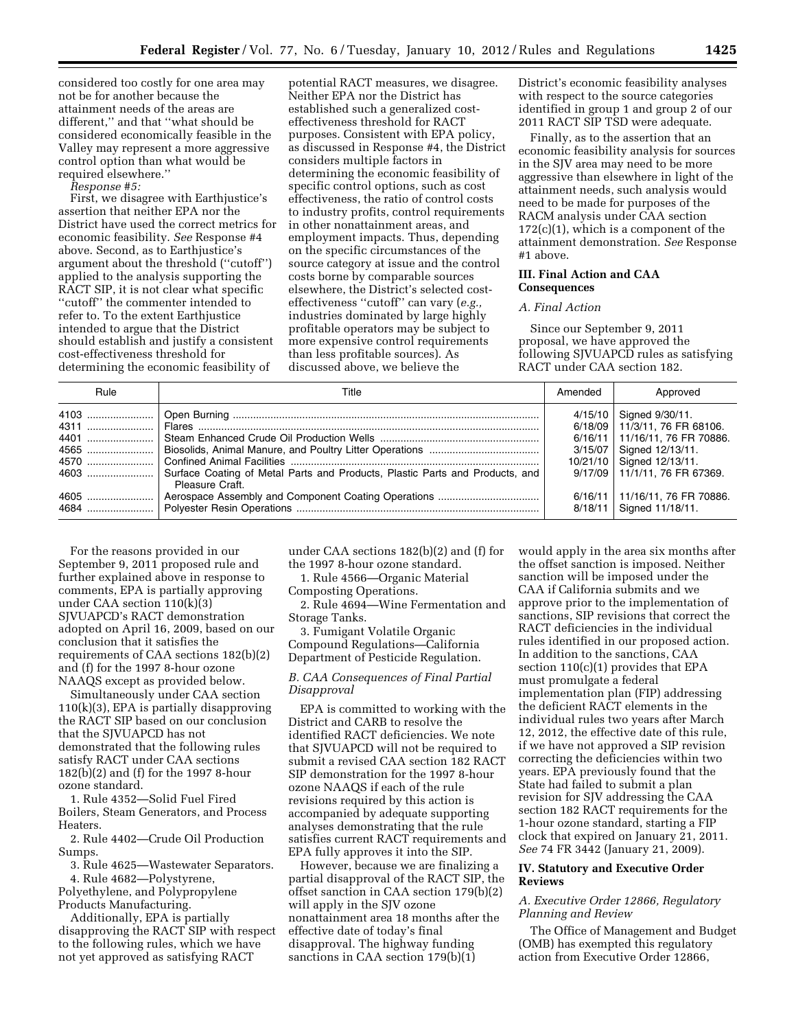considered too costly for one area may not be for another because the attainment needs of the areas are different,'' and that ''what should be considered economically feasible in the Valley may represent a more aggressive control option than what would be required elsewhere.''

*Response #5:*

First, we disagree with Earthjustice's assertion that neither EPA nor the District have used the correct metrics for economic feasibility. *See* Response #4 above. Second, as to Earthjustice's argument about the threshold (''cutoff'') applied to the analysis supporting the RACT SIP, it is not clear what specific ''cutoff'' the commenter intended to refer to. To the extent Earthjustice intended to argue that the District should establish and justify a consistent cost-effectiveness threshold for determining the economic feasibility of potential RACT measures, we disagree. Neither EPA nor the District has established such a generalized cost-effectiveness threshold for RACT purposes. Consistent with EPA policy, as discussed in Response #4, the District considers multiple factors in determining the economic feasibility of specific control options, such as cost effectiveness, the ratio of control costs to industry profits, control requirements in other nonattainment areas, and employment impacts. Thus, depending on the specific circumstances of the source category at issue and the control costs borne by comparable sources elsewhere, the District's selected cost-effectiveness ''cutoff'' can vary (*e.g.,* industries dominated by large highly profitable operators may be subject to more expensive control requirements than less profitable sources). As discussed above, we believe the District's economic feasibility analyses with respect to the source categories identified in group 1 and group 2 of our 2011 RACT SIP TSD were adequate.

Finally, as to the assertion that an economic feasibility analysis for sources in the SJV area may need to be more aggressive than elsewhere in light of the attainment needs, such analysis would need to be made for purposes of the RACM analysis under CAA section 172(c)(1), which is a component of the attainment demonstration. *See* Response #1 above.

## III. Final Action and CAA Consequences

### *A. Final Action*

Since our September 9, 2011 proposal, we have approved the following SJVUAPCD rules as satisfying RACT under CAA section 182.

| Rule | Title | Amended | Approved |
|---|---|---|---|
| 4103 | Open Burning | 4/15/10 | Signed 9/30/11. |
| 4311 | Flares | 6/18/09 | 11/3/11, 76 FR 68106. |
| 4401 | Steam Enhanced Crude Oil Production Wells | 6/16/11 | 11/16/11, 76 FR 70886. |
| 4565 | Biosolids, Animal Manure, and Poultry Litter Operations | 3/15/07 | Signed 12/13/11. |
| 4570 | Confined Animal Facilities | 10/21/10 | Signed 12/13/11. |
| 4603 | Surface Coating of Metal Parts and Products, Plastic Parts and Products, and Pleasure Craft. | 9/17/09 | 11/1/11, 76 FR 67369. |
| 4605 | Aerospace Assembly and Component Coating Operations | 6/16/11 | 11/16/11, 76 FR 70886. |
| 4684 | Polyester Resin Operations | 8/18/11 | Signed 11/18/11. |

For the reasons provided in our September 9, 2011 proposed rule and further explained above in response to comments, EPA is partially approving under CAA section 110(k)(3) SJVUAPCD's RACT demonstration adopted on April 16, 2009, based on our conclusion that it satisfies the requirements of CAA sections 182(b)(2) and (f) for the 1997 8-hour ozone NAAQS except as provided below.

Simultaneously under CAA section 110(k)(3), EPA is partially disapproving the RACT SIP based on our conclusion that the SJVUAPCD has not demonstrated that the following rules satisfy RACT under CAA sections 182(b)(2) and (f) for the 1997 8-hour ozone standard.

1. Rule 4352—Solid Fuel Fired Boilers, Steam Generators, and Process Heaters.

2. Rule 4402—Crude Oil Production Sumps.

3. Rule 4625—Wastewater Separators.

4. Rule 4682—Polystyrene, Polyethylene, and Polypropylene Products Manufacturing.

Additionally, EPA is partially disapproving the RACT SIP with respect to the following rules, which we have not yet approved as satisfying RACT under CAA sections 182(b)(2) and (f) for the 1997 8-hour ozone standard.

1. Rule 4566—Organic Material Composting Operations.

2. Rule 4694—Wine Fermentation and Storage Tanks.

3. Fumigant Volatile Organic Compound Regulations—California Department of Pesticide Regulation.

### *B. CAA Consequences of Final Partial Disapproval*

EPA is committed to working with the District and CARB to resolve the identified RACT deficiencies. We note that SJVUAPCD will not be required to submit a revised CAA section 182 RACT SIP demonstration for the 1997 8-hour ozone NAAQS if each of the rule revisions required by this action is accompanied by adequate supporting analyses demonstrating that the rule satisfies current RACT requirements and EPA fully approves it into the SIP.

However, because we are finalizing a partial disapproval of the RACT SIP, the offset sanction in CAA section 179(b)(2) will apply in the SJV ozone nonattainment area 18 months after the effective date of today's final disapproval. The highway funding sanctions in CAA section 179(b)(1) would apply in the area six months after the offset sanction is imposed. Neither sanction will be imposed under the CAA if California submits and we approve prior to the implementation of sanctions, SIP revisions that correct the RACT deficiencies in the individual rules identified in our proposed action. In addition to the sanctions, CAA section 110(c)(1) provides that EPA must promulgate a federal implementation plan (FIP) addressing the deficient RACT elements in the individual rules two years after March 12, 2012, the effective date of this rule, if we have not approved a SIP revision correcting the deficiencies within two years. EPA previously found that the State had failed to submit a plan revision for SJV addressing the CAA section 182 RACT requirements for the 1-hour ozone standard, starting a FIP clock that expired on January 21, 2011. *See* 74 FR 3442 (January 21, 2009).

## IV. Statutory and Executive Order Reviews

### *A. Executive Order 12866, Regulatory Planning and Review*

The Office of Management and Budget (OMB) has exempted this regulatory action from Executive Order 12866,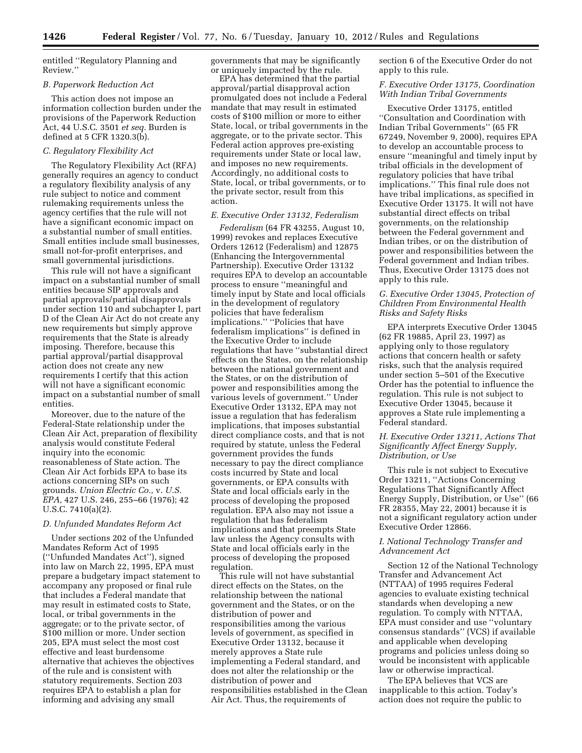entitled ''Regulatory Planning and Review.''

### B. Paperwork Reduction Act

This action does not impose an information collection burden under the provisions of the Paperwork Reduction Act, 44 U.S.C. 3501 *et seq.* Burden is defined at 5 CFR 1320.3(b).

### C. Regulatory Flexibility Act

The Regulatory Flexibility Act (RFA) generally requires an agency to conduct a regulatory flexibility analysis of any rule subject to notice and comment rulemaking requirements unless the agency certifies that the rule will not have a significant economic impact on a substantial number of small entities. Small entities include small businesses, small not-for-profit enterprises, and small governmental jurisdictions.

This rule will not have a significant impact on a substantial number of small entities because SIP approvals and partial approvals/partial disapprovals under section 110 and subchapter I, part D of the Clean Air Act do not create any new requirements but simply approve requirements that the State is already imposing. Therefore, because this partial approval/partial disapproval action does not create any new requirements I certify that this action will not have a significant economic impact on a substantial number of small entities.

Moreover, due to the nature of the Federal-State relationship under the Clean Air Act, preparation of flexibility analysis would constitute Federal inquiry into the economic reasonableness of State action. The Clean Air Act forbids EPA to base its actions concerning SIPs on such grounds. *Union Electric Co.,* v. *U.S. EPA,* 427 U.S. 246, 255–66 (1976); 42 U.S.C. 7410(a)(2).

### D. Unfunded Mandates Reform Act

Under sections 202 of the Unfunded Mandates Reform Act of 1995 (''Unfunded Mandates Act''), signed into law on March 22, 1995, EPA must prepare a budgetary impact statement to accompany any proposed or final rule that includes a Federal mandate that may result in estimated costs to State, local, or tribal governments in the aggregate; or to the private sector, of $100 million or more. Under section 205, EPA must select the most cost effective and least burdensome alternative that achieves the objectives of the rule and is consistent with statutory requirements. Section 203 requires EPA to establish a plan for informing and advising any small governments that may be significantly or uniquely impacted by the rule.

EPA has determined that the partial approval/partial disapproval action promulgated does not include a Federal mandate that may result in estimated costs of $100 million or more to either State, local, or tribal governments in the aggregate, or to the private sector. This Federal action approves pre-existing requirements under State or local law, and imposes no new requirements. Accordingly, no additional costs to State, local, or tribal governments, or to the private sector, result from this action.

### E. Executive Order 13132, Federalism

*Federalism* (64 FR 43255, August 10, 1999) revokes and replaces Executive Orders 12612 (Federalism) and 12875 (Enhancing the Intergovernmental Partnership). Executive Order 13132 requires EPA to develop an accountable process to ensure ''meaningful and timely input by State and local officials in the development of regulatory policies that have federalism implications.'' ''Policies that have federalism implications'' is defined in the Executive Order to include regulations that have ''substantial direct effects on the States, on the relationship between the national government and the States, or on the distribution of power and responsibilities among the various levels of government.'' Under Executive Order 13132, EPA may not issue a regulation that has federalism implications, that imposes substantial direct compliance costs, and that is not required by statute, unless the Federal government provides the funds necessary to pay the direct compliance costs incurred by State and local governments, or EPA consults with State and local officials early in the process of developing the proposed regulation. EPA also may not issue a regulation that has federalism implications and that preempts State law unless the Agency consults with State and local officials early in the process of developing the proposed regulation.

This rule will not have substantial direct effects on the States, on the relationship between the national government and the States, or on the distribution of power and responsibilities among the various levels of government, as specified in Executive Order 13132, because it merely approves a State rule implementing a Federal standard, and does not alter the relationship or the distribution of power and responsibilities established in the Clean Air Act. Thus, the requirements of section 6 of the Executive Order do not apply to this rule.

### F. Executive Order 13175, Coordination With Indian Tribal Governments

Executive Order 13175, entitled ''Consultation and Coordination with Indian Tribal Governments'' (65 FR 67249, November 9, 2000), requires EPA to develop an accountable process to ensure ''meaningful and timely input by tribal officials in the development of regulatory policies that have tribal implications.'' This final rule does not have tribal implications, as specified in Executive Order 13175. It will not have substantial direct effects on tribal governments, on the relationship between the Federal government and Indian tribes, or on the distribution of power and responsibilities between the Federal government and Indian tribes. Thus, Executive Order 13175 does not apply to this rule.

### G. Executive Order 13045, Protection of Children From Environmental Health Risks and Safety Risks

EPA interprets Executive Order 13045 (62 FR 19885, April 23, 1997) as applying only to those regulatory actions that concern health or safety risks, such that the analysis required under section 5–501 of the Executive Order has the potential to influence the regulation. This rule is not subject to Executive Order 13045, because it approves a State rule implementing a Federal standard.

### H. Executive Order 13211, Actions That Significantly Affect Energy Supply, Distribution, or Use

This rule is not subject to Executive Order 13211, ''Actions Concerning Regulations That Significantly Affect Energy Supply, Distribution, or Use'' (66 FR 28355, May 22, 2001) because it is not a significant regulatory action under Executive Order 12866.

### I. National Technology Transfer and Advancement Act

Section 12 of the National Technology Transfer and Advancement Act (NTTAA) of 1995 requires Federal agencies to evaluate existing technical standards when developing a new regulation. To comply with NTTAA, EPA must consider and use ''voluntary consensus standards'' (VCS) if available and applicable when developing programs and policies unless doing so would be inconsistent with applicable law or otherwise impractical.

The EPA believes that VCS are inapplicable to this action. Today's action does not require the public to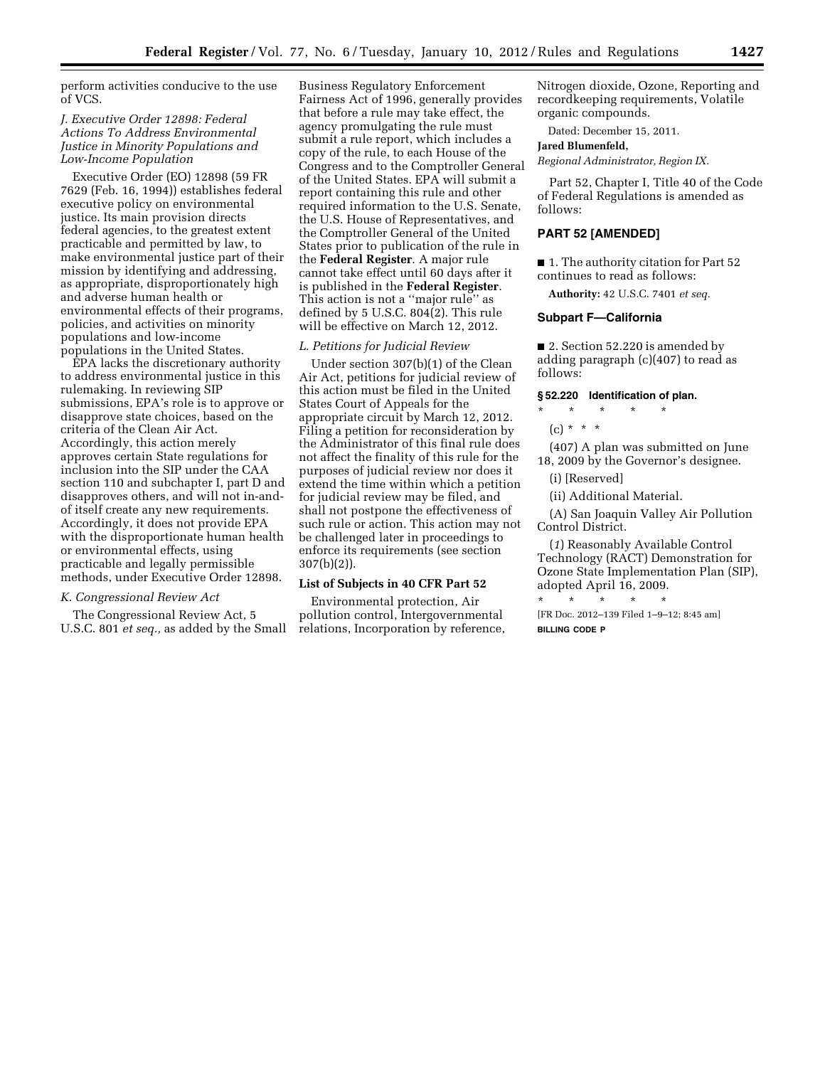perform activities conducive to the use of VCS.

*J. Executive Order 12898: Federal Actions To Address Environmental Justice in Minority Populations and Low-Income Population*

Executive Order (EO) 12898 (59 FR 7629 (Feb. 16, 1994)) establishes federal executive policy on environmental justice. Its main provision directs federal agencies, to the greatest extent practicable and permitted by law, to make environmental justice part of their mission by identifying and addressing, as appropriate, disproportionately high and adverse human health or environmental effects of their programs, policies, and activities on minority populations and low-income populations in the United States.

EPA lacks the discretionary authority to address environmental justice in this rulemaking. In reviewing SIP submissions, EPA's role is to approve or disapprove state choices, based on the criteria of the Clean Air Act. Accordingly, this action merely approves certain State regulations for inclusion into the SIP under the CAA section 110 and subchapter I, part D and disapproves others, and will not in-and-of itself create any new requirements. Accordingly, it does not provide EPA with the disproportionate human health or environmental effects, using practicable and legally permissible methods, under Executive Order 12898.

*K. Congressional Review Act*

The Congressional Review Act, 5 U.S.C. 801 *et seq.*, as added by the Small Business Regulatory Enforcement Fairness Act of 1996, generally provides that before a rule may take effect, the agency promulgating the rule must submit a rule report, which includes a copy of the rule, to each House of the Congress and to the Comptroller General of the United States. EPA will submit a report containing this rule and other required information to the U.S. Senate, the U.S. House of Representatives, and the Comptroller General of the United States prior to publication of the rule in the **Federal Register**. A major rule cannot take effect until 60 days after it is published in the **Federal Register**. This action is not a "major rule" as defined by 5 U.S.C. 804(2). This rule will be effective on March 12, 2012.

*L. Petitions for Judicial Review*

Under section 307(b)(1) of the Clean Air Act, petitions for judicial review of this action must be filed in the United States Court of Appeals for the appropriate circuit by March 12, 2012. Filing a petition for reconsideration by the Administrator of this final rule does not affect the finality of this rule for the purposes of judicial review nor does it extend the time within which a petition for judicial review may be filed, and shall not postpone the effectiveness of such rule or action. This action may not be challenged later in proceedings to enforce its requirements (see section 307(b)(2)).

**List of Subjects in 40 CFR Part 52**

Environmental protection, Air pollution control, Intergovernmental relations, Incorporation by reference, Nitrogen dioxide, Ozone, Reporting and recordkeeping requirements, Volatile organic compounds.

Dated: December 15, 2011.

**Jared Blumenfeld,**

*Regional Administrator, Region IX.*

Part 52, Chapter I, Title 40 of the Code of Federal Regulations is amended as follows:

**PART 52 [AMENDED]**

■ 1. The authority citation for Part 52 continues to read as follows:

**Authority:** 42 U.S.C. 7401 *et seq.*

**Subpart F—California**

■ 2. Section 52.220 is amended by adding paragraph (c)(407) to read as follows:

**§ 52.220 Identification of plan.**

\* \* \* \* \*

(c) \* \* \*

(407) A plan was submitted on June 18, 2009 by the Governor's designee.

(i) [Reserved]

(ii) Additional Material.

(A) San Joaquin Valley Air Pollution Control District.

(*1*) Reasonably Available Control Technology (RACT) Demonstration for Ozone State Implementation Plan (SIP), adopted April 16, 2009.

\* \* \* \* \*

[FR Doc. 2012–139 Filed 1–9–12; 8:45 am]

BILLING CODE P